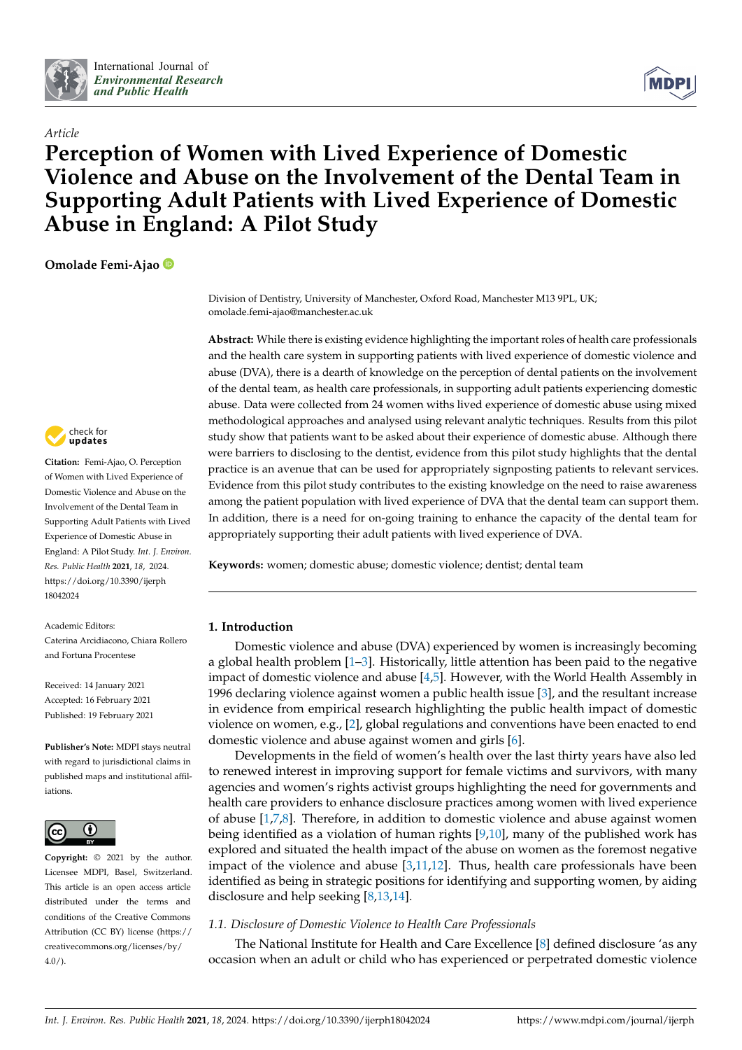*Article*

# Perception of Women with Lived Experience of Domestic Violence and Abuse on the Involvement of the Dental Team in Supporting Adult Patients with Lived Experience of Domestic Abuse in England: A Pilot Study

**Omolade Femi-Ajao**

Division of Dentistry, University of Manchester, Oxford Road, Manchester M13 9PL, UK; omolade.femi-ajao@manchester.ac.uk

**Abstract:** While there is existing evidence highlighting the important roles of health care professionals and the health care system in supporting patients with lived experience of domestic violence and abuse (DVA), there is a dearth of knowledge on the perception of dental patients on the involvement of the dental team, as health care professionals, in supporting adult patients experiencing domestic abuse. Data were collected from 24 women withs lived experience of domestic abuse using mixed methodological approaches and analysed using relevant analytic techniques. Results from this pilot study show that patients want to be asked about their experience of domestic abuse. Although there were barriers to disclosing to the dentist, evidence from this pilot study highlights that the dental practice is an avenue that can be used for appropriately signposting patients to relevant services. Evidence from this pilot study contributes to the existing knowledge on the need to raise awareness among the patient population with lived experience of DVA that the dental team can support them. In addition, there is a need for on-going training to enhance the capacity of the dental team for appropriately supporting their adult patients with lived experience of DVA.

**Keywords:** women; domestic abuse; domestic violence; dentist; dental team

**Citation:** Femi-Ajao, O. Perception of Women with Lived Experience of Domestic Violence and Abuse on the Involvement of the Dental Team in Supporting Adult Patients with Lived Experience of Domestic Abuse in England: A Pilot Study. *Int. J. Environ. Res. Public Health* **2021**, *18*, 2024. https://doi.org/10.3390/ijerph18042024

Academic Editors: Caterina Arcidiacono, Chiara Rollero and Fortuna Procentese

Received: 14 January 2021
Accepted: 16 February 2021
Published: 19 February 2021

**Publisher's Note:** MDPI stays neutral with regard to jurisdictional claims in published maps and institutional affiliations.

**Copyright:** © 2021 by the author. Licensee MDPI, Basel, Switzerland. This article is an open access article distributed under the terms and conditions of the Creative Commons Attribution (CC BY) license (https://creativecommons.org/licenses/by/4.0/).

## 1. Introduction

Domestic violence and abuse (DVA) experienced by women is increasingly becoming a global health problem [1–3]. Historically, little attention has been paid to the negative impact of domestic violence and abuse [4,5]. However, with the World Health Assembly in 1996 declaring violence against women a public health issue [3], and the resultant increase in evidence from empirical research highlighting the public health impact of domestic violence on women, e.g., [2], global regulations and conventions have been enacted to end domestic violence and abuse against women and girls [6].

Developments in the field of women's health over the last thirty years have also led to renewed interest in improving support for female victims and survivors, with many agencies and women's rights activist groups highlighting the need for governments and health care providers to enhance disclosure practices among women with lived experience of abuse [1,7,8]. Therefore, in addition to domestic violence and abuse against women being identified as a violation of human rights [9,10], many of the published work has explored and situated the health impact of the abuse on women as the foremost negative impact of the violence and abuse [3,11,12]. Thus, health care professionals have been identified as being in strategic positions for identifying and supporting women, by aiding disclosure and help seeking [8,13,14].

### 1.1. Disclosure of Domestic Violence to Health Care Professionals

The National Institute for Health and Care Excellence [8] defined disclosure 'as any occasion when an adult or child who has experienced or perpetrated domestic violence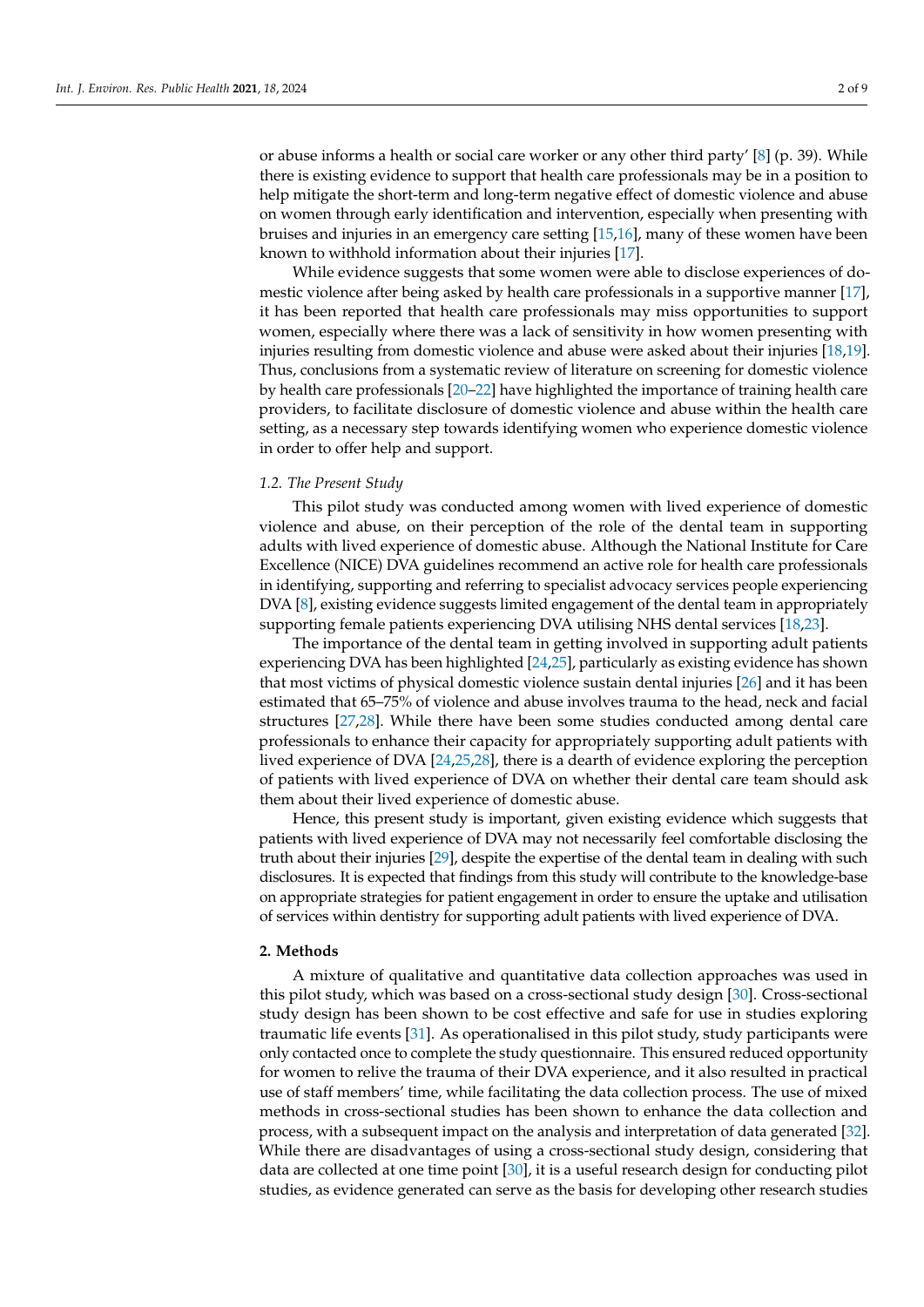or abuse informs a health or social care worker or any other third party' [8] (p. 39). While there is existing evidence to support that health care professionals may be in a position to help mitigate the short-term and long-term negative effect of domestic violence and abuse on women through early identification and intervention, especially when presenting with bruises and injuries in an emergency care setting [15,16], many of these women have been known to withhold information about their injuries [17].

While evidence suggests that some women were able to disclose experiences of domestic violence after being asked by health care professionals in a supportive manner [17], it has been reported that health care professionals may miss opportunities to support women, especially where there was a lack of sensitivity in how women presenting with injuries resulting from domestic violence and abuse were asked about their injuries [18,19]. Thus, conclusions from a systematic review of literature on screening for domestic violence by health care professionals [20–22] have highlighted the importance of training health care providers, to facilitate disclosure of domestic violence and abuse within the health care setting, as a necessary step towards identifying women who experience domestic violence in order to offer help and support.

### 1.2. The Present Study

This pilot study was conducted among women with lived experience of domestic violence and abuse, on their perception of the role of the dental team in supporting adults with lived experience of domestic abuse. Although the National Institute for Care Excellence (NICE) DVA guidelines recommend an active role for health care professionals in identifying, supporting and referring to specialist advocacy services people experiencing DVA [8], existing evidence suggests limited engagement of the dental team in appropriately supporting female patients experiencing DVA utilising NHS dental services [18,23].

The importance of the dental team in getting involved in supporting adult patients experiencing DVA has been highlighted [24,25], particularly as existing evidence has shown that most victims of physical domestic violence sustain dental injuries [26] and it has been estimated that 65–75% of violence and abuse involves trauma to the head, neck and facial structures [27,28]. While there have been some studies conducted among dental care professionals to enhance their capacity for appropriately supporting adult patients with lived experience of DVA [24,25,28], there is a dearth of evidence exploring the perception of patients with lived experience of DVA on whether their dental care team should ask them about their lived experience of domestic abuse.

Hence, this present study is important, given existing evidence which suggests that patients with lived experience of DVA may not necessarily feel comfortable disclosing the truth about their injuries [29], despite the expertise of the dental team in dealing with such disclosures. It is expected that findings from this study will contribute to the knowledge-base on appropriate strategies for patient engagement in order to ensure the uptake and utilisation of services within dentistry for supporting adult patients with lived experience of DVA.

## 2. Methods

A mixture of qualitative and quantitative data collection approaches was used in this pilot study, which was based on a cross-sectional study design [30]. Cross-sectional study design has been shown to be cost effective and safe for use in studies exploring traumatic life events [31]. As operationalised in this pilot study, study participants were only contacted once to complete the study questionnaire. This ensured reduced opportunity for women to relive the trauma of their DVA experience, and it also resulted in practical use of staff members' time, while facilitating the data collection process. The use of mixed methods in cross-sectional studies has been shown to enhance the data collection and process, with a subsequent impact on the analysis and interpretation of data generated [32]. While there are disadvantages of using a cross-sectional study design, considering that data are collected at one time point [30], it is a useful research design for conducting pilot studies, as evidence generated can serve as the basis for developing other research studies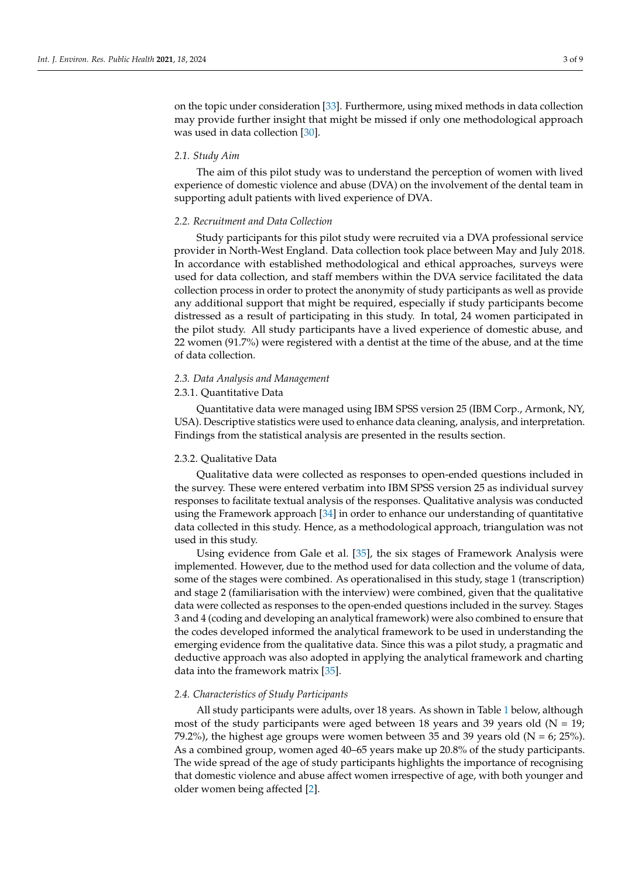on the topic under consideration [33]. Furthermore, using mixed methods in data collection may provide further insight that might be missed if only one methodological approach was used in data collection [30].

### 2.1. Study Aim

The aim of this pilot study was to understand the perception of women with lived experience of domestic violence and abuse (DVA) on the involvement of the dental team in supporting adult patients with lived experience of DVA.

### 2.2. Recruitment and Data Collection

Study participants for this pilot study were recruited via a DVA professional service provider in North-West England. Data collection took place between May and July 2018. In accordance with established methodological and ethical approaches, surveys were used for data collection, and staff members within the DVA service facilitated the data collection process in order to protect the anonymity of study participants as well as provide any additional support that might be required, especially if study participants become distressed as a result of participating in this study. In total, 24 women participated in the pilot study. All study participants have a lived experience of domestic abuse, and 22 women (91.7%) were registered with a dentist at the time of the abuse, and at the time of data collection.

### 2.3. Data Analysis and Management

#### 2.3.1. Quantitative Data

Quantitative data were managed using IBM SPSS version 25 (IBM Corp., Armonk, NY, USA). Descriptive statistics were used to enhance data cleaning, analysis, and interpretation. Findings from the statistical analysis are presented in the results section.

#### 2.3.2. Qualitative Data

Qualitative data were collected as responses to open-ended questions included in the survey. These were entered verbatim into IBM SPSS version 25 as individual survey responses to facilitate textual analysis of the responses. Qualitative analysis was conducted using the Framework approach [34] in order to enhance our understanding of quantitative data collected in this study. Hence, as a methodological approach, triangulation was not used in this study.

Using evidence from Gale et al. [35], the six stages of Framework Analysis were implemented. However, due to the method used for data collection and the volume of data, some of the stages were combined. As operationalised in this study, stage 1 (transcription) and stage 2 (familiarisation with the interview) were combined, given that the qualitative data were collected as responses to the open-ended questions included in the survey. Stages 3 and 4 (coding and developing an analytical framework) were also combined to ensure that the codes developed informed the analytical framework to be used in understanding the emerging evidence from the qualitative data. Since this was a pilot study, a pragmatic and deductive approach was also adopted in applying the analytical framework and charting data into the framework matrix [35].

### 2.4. Characteristics of Study Participants

All study participants were adults, over 18 years. As shown in Table 1 below, although most of the study participants were aged between 18 years and 39 years old (N = 19; 79.2%), the highest age groups were women between 35 and 39 years old (N = 6; 25%). As a combined group, women aged 40–65 years make up 20.8% of the study participants. The wide spread of the age of study participants highlights the importance of recognising that domestic violence and abuse affect women irrespective of age, with both younger and older women being affected [2].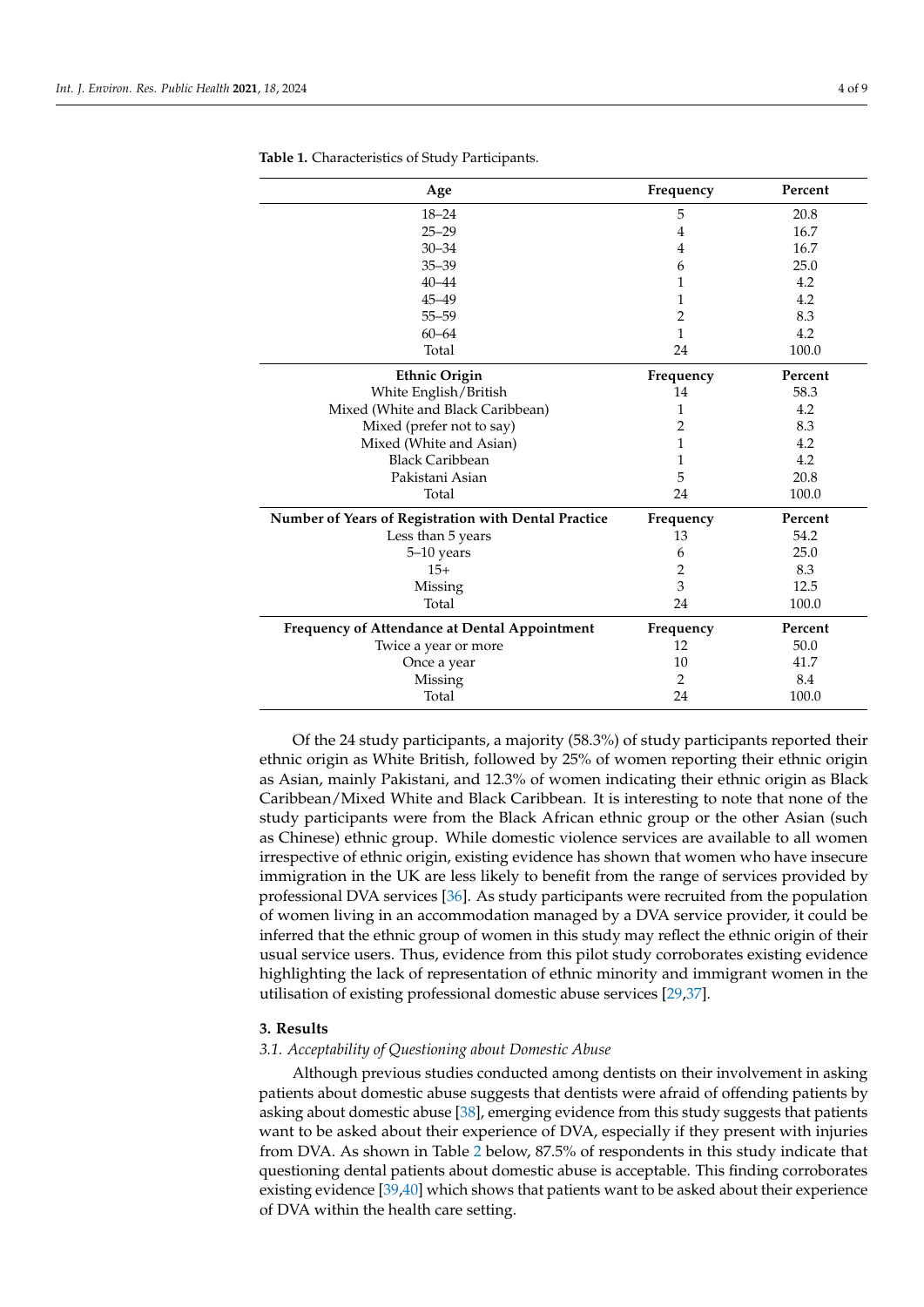**Table 1.** Characteristics of Study Participants.

| Age | Frequency | Percent |
|---|---|---|
| 18–24 | 5 | 20.8 |
| 25–29 | 4 | 16.7 |
| 30–34 | 4 | 16.7 |
| 35–39 | 6 | 25.0 |
| 40–44 | 1 | 4.2 |
| 45–49 | 1 | 4.2 |
| 55–59 | 2 | 8.3 |
| 60–64 | 1 | 4.2 |
| Total | 24 | 100.0 |
| **Ethnic Origin** | **Frequency** | **Percent** |
| White English/British | 14 | 58.3 |
| Mixed (White and Black Caribbean) | 1 | 4.2 |
| Mixed (prefer not to say) | 2 | 8.3 |
| Mixed (White and Asian) | 1 | 4.2 |
| Black Caribbean | 1 | 4.2 |
| Pakistani Asian | 5 | 20.8 |
| Total | 24 | 100.0 |
| **Number of Years of Registration with Dental Practice** | **Frequency** | **Percent** |
| Less than 5 years | 13 | 54.2 |
| 5–10 years | 6 | 25.0 |
| 15+ | 2 | 8.3 |
| Missing | 3 | 12.5 |
| Total | 24 | 100.0 |
| **Frequency of Attendance at Dental Appointment** | **Frequency** | **Percent** |
| Twice a year or more | 12 | 50.0 |
| Once a year | 10 | 41.7 |
| Missing | 2 | 8.4 |
| Total | 24 | 100.0 |

Of the 24 study participants, a majority (58.3%) of study participants reported their ethnic origin as White British, followed by 25% of women reporting their ethnic origin as Asian, mainly Pakistani, and 12.3% of women indicating their ethnic origin as Black Caribbean/Mixed White and Black Caribbean. It is interesting to note that none of the study participants were from the Black African ethnic group or the other Asian (such as Chinese) ethnic group. While domestic violence services are available to all women irrespective of ethnic origin, existing evidence has shown that women who have insecure immigration in the UK are less likely to benefit from the range of services provided by professional DVA services [36]. As study participants were recruited from the population of women living in an accommodation managed by a DVA service provider, it could be inferred that the ethnic group of women in this study may reflect the ethnic origin of their usual service users. Thus, evidence from this pilot study corroborates existing evidence highlighting the lack of representation of ethnic minority and immigrant women in the utilisation of existing professional domestic abuse services [29,37].

## 3. Results

### *3.1. Acceptability of Questioning about Domestic Abuse*

Although previous studies conducted among dentists on their involvement in asking patients about domestic abuse suggests that dentists were afraid of offending patients by asking about domestic abuse [38], emerging evidence from this study suggests that patients want to be asked about their experience of DVA, especially if they present with injuries from DVA. As shown in Table 2 below, 87.5% of respondents in this study indicate that questioning dental patients about domestic abuse is acceptable. This finding corroborates existing evidence [39,40] which shows that patients want to be asked about their experience of DVA within the health care setting.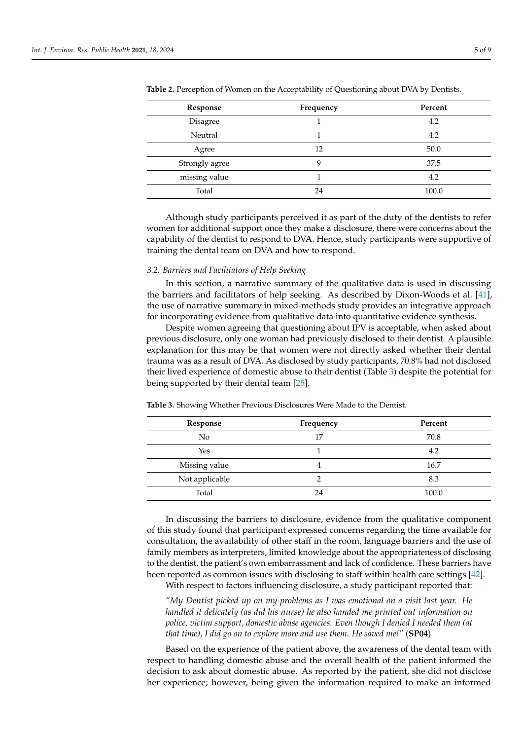**Table 2.** Perception of Women on the Acceptability of Questioning about DVA by Dentists.

| Response | Frequency | Percent |
| --- | --- | --- |
| Disagree | 1 | 4.2 |
| Neutral | 1 | 4.2 |
| Agree | 12 | 50.0 |
| Strongly agree | 9 | 37.5 |
| missing value | 1 | 4.2 |
| Total | 24 | 100.0 |

Although study participants perceived it as part of the duty of the dentists to refer women for additional support once they make a disclosure, there were concerns about the capability of the dentist to respond to DVA. Hence, study participants were supportive of training the dental team on DVA and how to respond.

### 3.2. Barriers and Facilitators of Help Seeking

In this section, a narrative summary of the qualitative data is used in discussing the barriers and facilitators of help seeking. As described by Dixon-Woods et al. [41], the use of narrative summary in mixed-methods study provides an integrative approach for incorporating evidence from qualitative data into quantitative evidence synthesis.

Despite women agreeing that questioning about IPV is acceptable, when asked about previous disclosure, only one woman had previously disclosed to their dentist. A plausible explanation for this may be that women were not directly asked whether their dental trauma was as a result of DVA. As disclosed by study participants, 70.8% had not disclosed their lived experience of domestic abuse to their dentist (Table 3) despite the potential for being supported by their dental team [25].

**Table 3.** Showing Whether Previous Disclosures Were Made to the Dentist.

| Response | Frequency | Percent |
| --- | --- | --- |
| No | 17 | 70.8 |
| Yes | 1 | 4.2 |
| Missing value | 4 | 16.7 |
| Not applicable | 2 | 8.3 |
| Total | 24 | 100.0 |

In discussing the barriers to disclosure, evidence from the qualitative component of this study found that participant expressed concerns regarding the time available for consultation, the availability of other staff in the room, language barriers and the use of family members as interpreters, limited knowledge about the appropriateness of disclosing to the dentist, the patient's own embarrassment and lack of confidence. These barriers have been reported as common issues with disclosing to staff within health care settings [42].

With respect to factors influencing disclosure, a study participant reported that:

> *"My Dentist picked up on my problems as I was emotional on a visit last year. He handled it delicately (as did his nurse) he also handed me printed out information on police, victim support, domestic abuse agencies. Even though I denied I needed them (at that time), I did go on to explore more and use them. He saved me!"* (**SP04**)

Based on the experience of the patient above, the awareness of the dental team with respect to handling domestic abuse and the overall health of the patient informed the decision to ask about domestic abuse. As reported by the patient, she did not disclose her experience; however, being given the information required to make an informed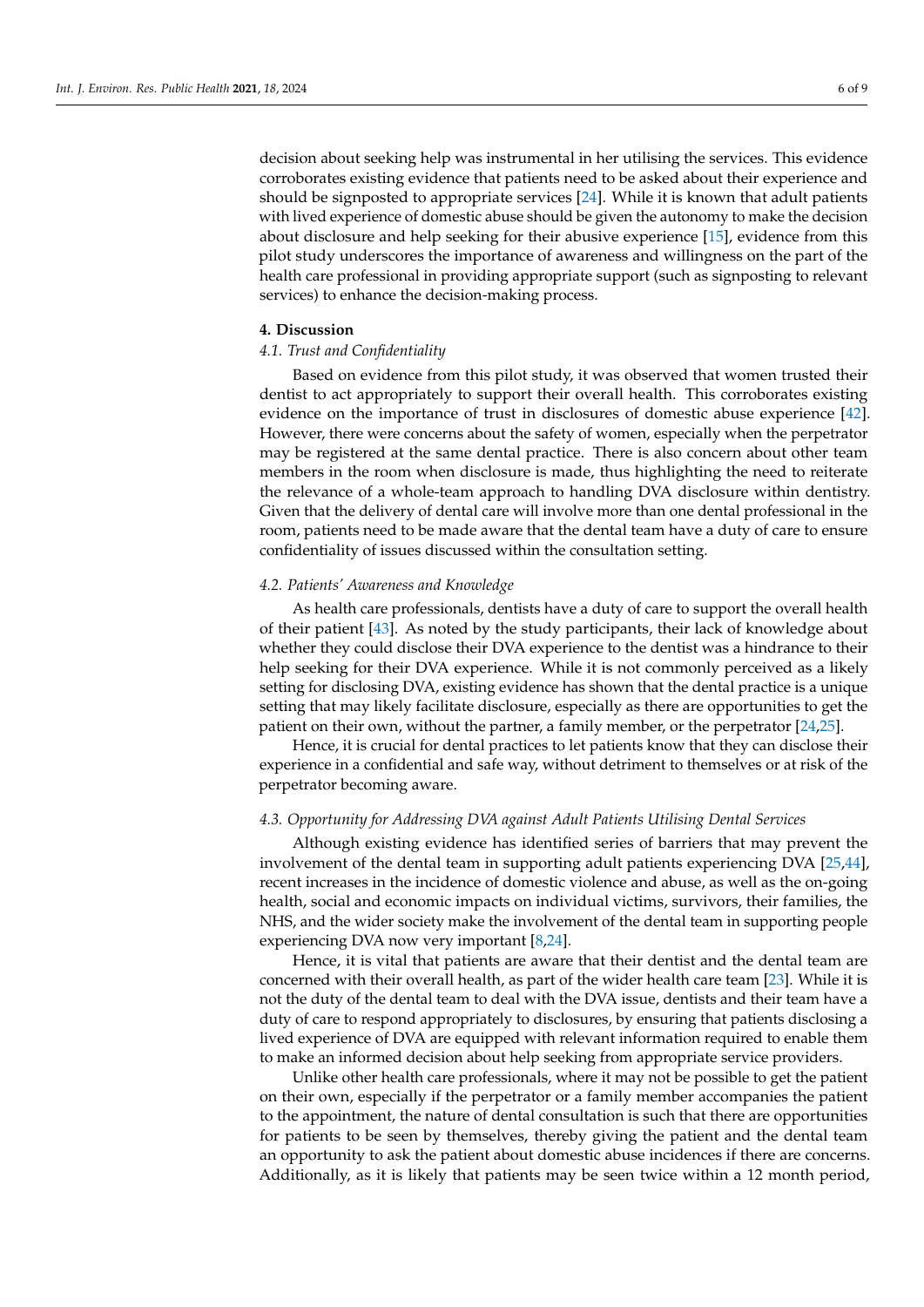decision about seeking help was instrumental in her utilising the services. This evidence corroborates existing evidence that patients need to be asked about their experience and should be signposted to appropriate services [24]. While it is known that adult patients with lived experience of domestic abuse should be given the autonomy to make the decision about disclosure and help seeking for their abusive experience [15], evidence from this pilot study underscores the importance of awareness and willingness on the part of the health care professional in providing appropriate support (such as signposting to relevant services) to enhance the decision-making process.

## 4. Discussion

### *4.1. Trust and Confidentiality*

Based on evidence from this pilot study, it was observed that women trusted their dentist to act appropriately to support their overall health. This corroborates existing evidence on the importance of trust in disclosures of domestic abuse experience [42]. However, there were concerns about the safety of women, especially when the perpetrator may be registered at the same dental practice. There is also concern about other team members in the room when disclosure is made, thus highlighting the need to reiterate the relevance of a whole-team approach to handling DVA disclosure within dentistry. Given that the delivery of dental care will involve more than one dental professional in the room, patients need to be made aware that the dental team have a duty of care to ensure confidentiality of issues discussed within the consultation setting.

### *4.2. Patients' Awareness and Knowledge*

As health care professionals, dentists have a duty of care to support the overall health of their patient [43]. As noted by the study participants, their lack of knowledge about whether they could disclose their DVA experience to the dentist was a hindrance to their help seeking for their DVA experience. While it is not commonly perceived as a likely setting for disclosing DVA, existing evidence has shown that the dental practice is a unique setting that may likely facilitate disclosure, especially as there are opportunities to get the patient on their own, without the partner, a family member, or the perpetrator [24,25].

Hence, it is crucial for dental practices to let patients know that they can disclose their experience in a confidential and safe way, without detriment to themselves or at risk of the perpetrator becoming aware.

### *4.3. Opportunity for Addressing DVA against Adult Patients Utilising Dental Services*

Although existing evidence has identified series of barriers that may prevent the involvement of the dental team in supporting adult patients experiencing DVA [25,44], recent increases in the incidence of domestic violence and abuse, as well as the on-going health, social and economic impacts on individual victims, survivors, their families, the NHS, and the wider society make the involvement of the dental team in supporting people experiencing DVA now very important [8,24].

Hence, it is vital that patients are aware that their dentist and the dental team are concerned with their overall health, as part of the wider health care team [23]. While it is not the duty of the dental team to deal with the DVA issue, dentists and their team have a duty of care to respond appropriately to disclosures, by ensuring that patients disclosing a lived experience of DVA are equipped with relevant information required to enable them to make an informed decision about help seeking from appropriate service providers.

Unlike other health care professionals, where it may not be possible to get the patient on their own, especially if the perpetrator or a family member accompanies the patient to the appointment, the nature of dental consultation is such that there are opportunities for patients to be seen by themselves, thereby giving the patient and the dental team an opportunity to ask the patient about domestic abuse incidences if there are concerns. Additionally, as it is likely that patients may be seen twice within a 12 month period,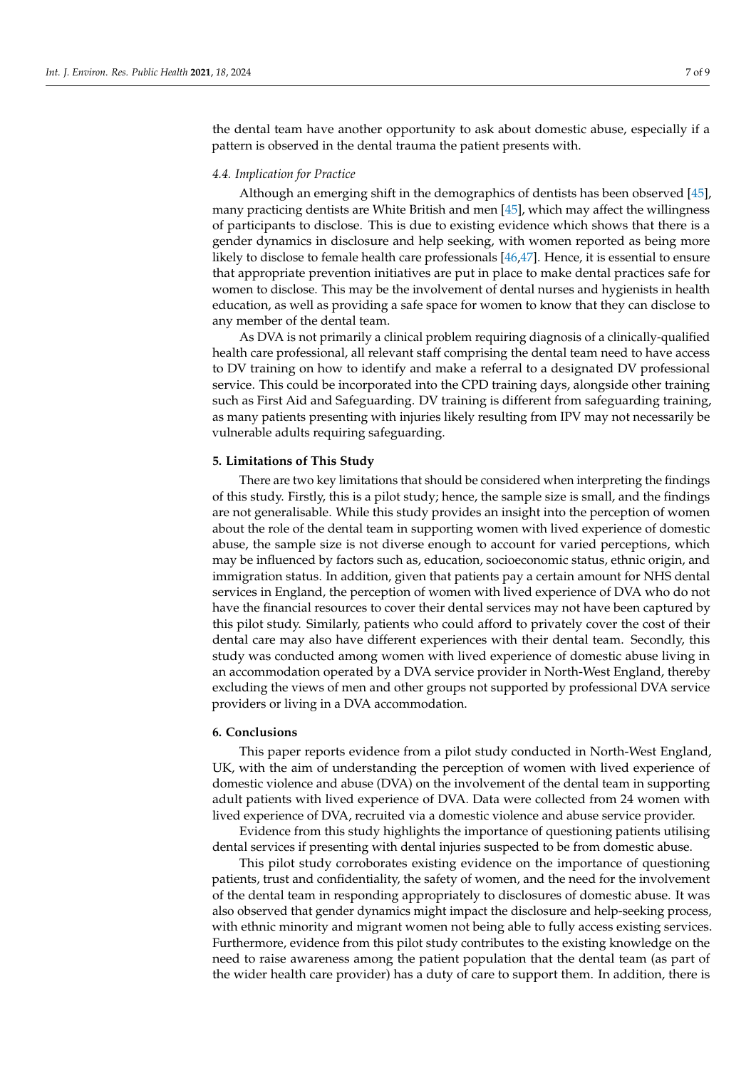the dental team have another opportunity to ask about domestic abuse, especially if a pattern is observed in the dental trauma the patient presents with.

### *4.4. Implication for Practice*

Although an emerging shift in the demographics of dentists has been observed [45], many practicing dentists are White British and men [45], which may affect the willingness of participants to disclose. This is due to existing evidence which shows that there is a gender dynamics in disclosure and help seeking, with women reported as being more likely to disclose to female health care professionals [46,47]. Hence, it is essential to ensure that appropriate prevention initiatives are put in place to make dental practices safe for women to disclose. This may be the involvement of dental nurses and hygienists in health education, as well as providing a safe space for women to know that they can disclose to any member of the dental team.

As DVA is not primarily a clinical problem requiring diagnosis of a clinically-qualified health care professional, all relevant staff comprising the dental team need to have access to DV training on how to identify and make a referral to a designated DV professional service. This could be incorporated into the CPD training days, alongside other training such as First Aid and Safeguarding. DV training is different from safeguarding training, as many patients presenting with injuries likely resulting from IPV may not necessarily be vulnerable adults requiring safeguarding.

## **5. Limitations of This Study**

There are two key limitations that should be considered when interpreting the findings of this study. Firstly, this is a pilot study; hence, the sample size is small, and the findings are not generalisable. While this study provides an insight into the perception of women about the role of the dental team in supporting women with lived experience of domestic abuse, the sample size is not diverse enough to account for varied perceptions, which may be influenced by factors such as, education, socioeconomic status, ethnic origin, and immigration status. In addition, given that patients pay a certain amount for NHS dental services in England, the perception of women with lived experience of DVA who do not have the financial resources to cover their dental services may not have been captured by this pilot study. Similarly, patients who could afford to privately cover the cost of their dental care may also have different experiences with their dental team. Secondly, this study was conducted among women with lived experience of domestic abuse living in an accommodation operated by a DVA service provider in North-West England, thereby excluding the views of men and other groups not supported by professional DVA service providers or living in a DVA accommodation.

## **6. Conclusions**

This paper reports evidence from a pilot study conducted in North-West England, UK, with the aim of understanding the perception of women with lived experience of domestic violence and abuse (DVA) on the involvement of the dental team in supporting adult patients with lived experience of DVA. Data were collected from 24 women with lived experience of DVA, recruited via a domestic violence and abuse service provider.

Evidence from this study highlights the importance of questioning patients utilising dental services if presenting with dental injuries suspected to be from domestic abuse.

This pilot study corroborates existing evidence on the importance of questioning patients, trust and confidentiality, the safety of women, and the need for the involvement of the dental team in responding appropriately to disclosures of domestic abuse. It was also observed that gender dynamics might impact the disclosure and help-seeking process, with ethnic minority and migrant women not being able to fully access existing services. Furthermore, evidence from this pilot study contributes to the existing knowledge on the need to raise awareness among the patient population that the dental team (as part of the wider health care provider) has a duty of care to support them. In addition, there is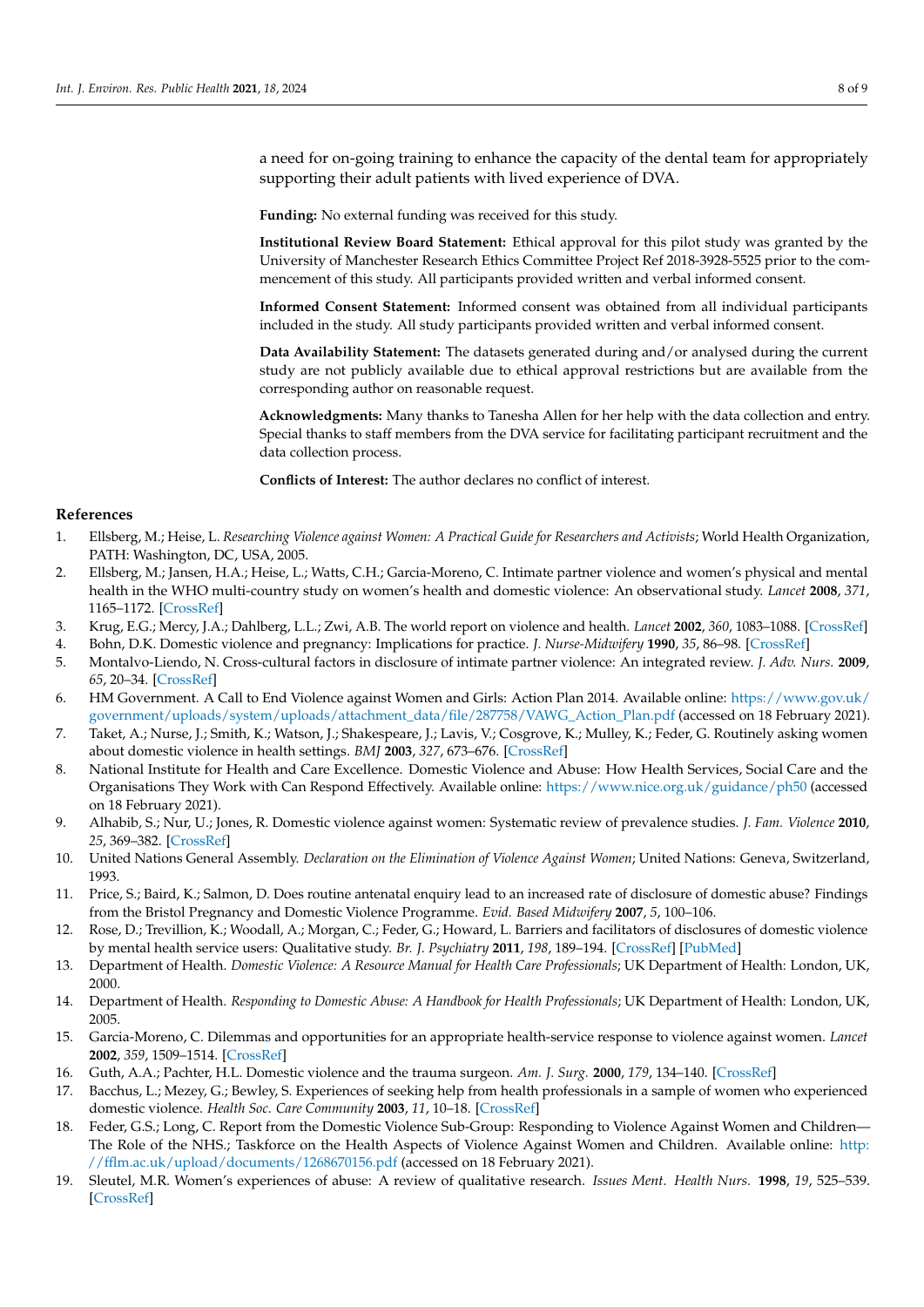a need for on-going training to enhance the capacity of the dental team for appropriately supporting their adult patients with lived experience of DVA.

**Funding:** No external funding was received for this study.

**Institutional Review Board Statement:** Ethical approval for this pilot study was granted by the University of Manchester Research Ethics Committee Project Ref 2018-3928-5525 prior to the commencement of this study. All participants provided written and verbal informed consent.

**Informed Consent Statement:** Informed consent was obtained from all individual participants included in the study. All study participants provided written and verbal informed consent.

**Data Availability Statement:** The datasets generated during and/or analysed during the current study are not publicly available due to ethical approval restrictions but are available from the corresponding author on reasonable request.

**Acknowledgments:** Many thanks to Tanesha Allen for her help with the data collection and entry. Special thanks to staff members from the DVA service for facilitating participant recruitment and the data collection process.

**Conflicts of Interest:** The author declares no conflict of interest.

## References

1. Ellsberg, M.; Heise, L. *Researching Violence against Women: A Practical Guide for Researchers and Activists*; World Health Organization, PATH: Washington, DC, USA, 2005.
2. Ellsberg, M.; Jansen, H.A.; Heise, L.; Watts, C.H.; Garcia-Moreno, C. Intimate partner violence and women's physical and mental health in the WHO multi-country study on women's health and domestic violence: An observational study. *Lancet* **2008**, *371*, 1165–1172. [CrossRef]
3. Krug, E.G.; Mercy, J.A.; Dahlberg, L.L.; Zwi, A.B. The world report on violence and health. *Lancet* **2002**, *360*, 1083–1088. [CrossRef]
4. Bohn, D.K. Domestic violence and pregnancy: Implications for practice. *J. Nurse-Midwifery* **1990**, *35*, 86–98. [CrossRef]
5. Montalvo-Liendo, N. Cross-cultural factors in disclosure of intimate partner violence: An integrated review. *J. Adv. Nurs.* **2009**, *65*, 20–34. [CrossRef]
6. HM Government. A Call to End Violence against Women and Girls: Action Plan 2014. Available online: https://www.gov.uk/government/uploads/system/uploads/attachment_data/file/287758/VAWG_Action_Plan.pdf (accessed on 18 February 2021).
7. Taket, A.; Nurse, J.; Smith, K.; Watson, J.; Shakespeare, J.; Lavis, V.; Cosgrove, K.; Mulley, K.; Feder, G. Routinely asking women about domestic violence in health settings. *BMJ* **2003**, *327*, 673–676. [CrossRef]
8. National Institute for Health and Care Excellence. Domestic Violence and Abuse: How Health Services, Social Care and the Organisations They Work with Can Respond Effectively. Available online: https://www.nice.org.uk/guidance/ph50 (accessed on 18 February 2021).
9. Alhabib, S.; Nur, U.; Jones, R. Domestic violence against women: Systematic review of prevalence studies. *J. Fam. Violence* **2010**, *25*, 369–382. [CrossRef]
10. United Nations General Assembly. *Declaration on the Elimination of Violence Against Women*; United Nations: Geneva, Switzerland, 1993.
11. Price, S.; Baird, K.; Salmon, D. Does routine antenatal enquiry lead to an increased rate of disclosure of domestic abuse? Findings from the Bristol Pregnancy and Domestic Violence Programme. *Evid. Based Midwifery* **2007**, *5*, 100–106.
12. Rose, D.; Trevillion, K.; Woodall, A.; Morgan, C.; Feder, G.; Howard, L. Barriers and facilitators of disclosures of domestic violence by mental health service users: Qualitative study. *Br. J. Psychiatry* **2011**, *198*, 189–194. [CrossRef] [PubMed]
13. Department of Health. *Domestic Violence: A Resource Manual for Health Care Professionals*; UK Department of Health: London, UK, 2000.
14. Department of Health. *Responding to Domestic Abuse: A Handbook for Health Professionals*; UK Department of Health: London, UK, 2005.
15. Garcia-Moreno, C. Dilemmas and opportunities for an appropriate health-service response to violence against women. *Lancet* **2002**, *359*, 1509–1514. [CrossRef]
16. Guth, A.A.; Pachter, H.L. Domestic violence and the trauma surgeon. *Am. J. Surg.* **2000**, *179*, 134–140. [CrossRef]
17. Bacchus, L.; Mezey, G.; Bewley, S. Experiences of seeking help from health professionals in a sample of women who experienced domestic violence. *Health Soc. Care Community* **2003**, *11*, 10–18. [CrossRef]
18. Feder, G.S.; Long, C. Report from the Domestic Violence Sub-Group: Responding to Violence Against Women and Children—The Role of the NHS.; Taskforce on the Health Aspects of Violence Against Women and Children. Available online: http://fflm.ac.uk/upload/documents/1268670156.pdf (accessed on 18 February 2021).
19. Sleutel, M.R. Women's experiences of abuse: A review of qualitative research. *Issues Ment. Health Nurs.* **1998**, *19*, 525–539. [CrossRef]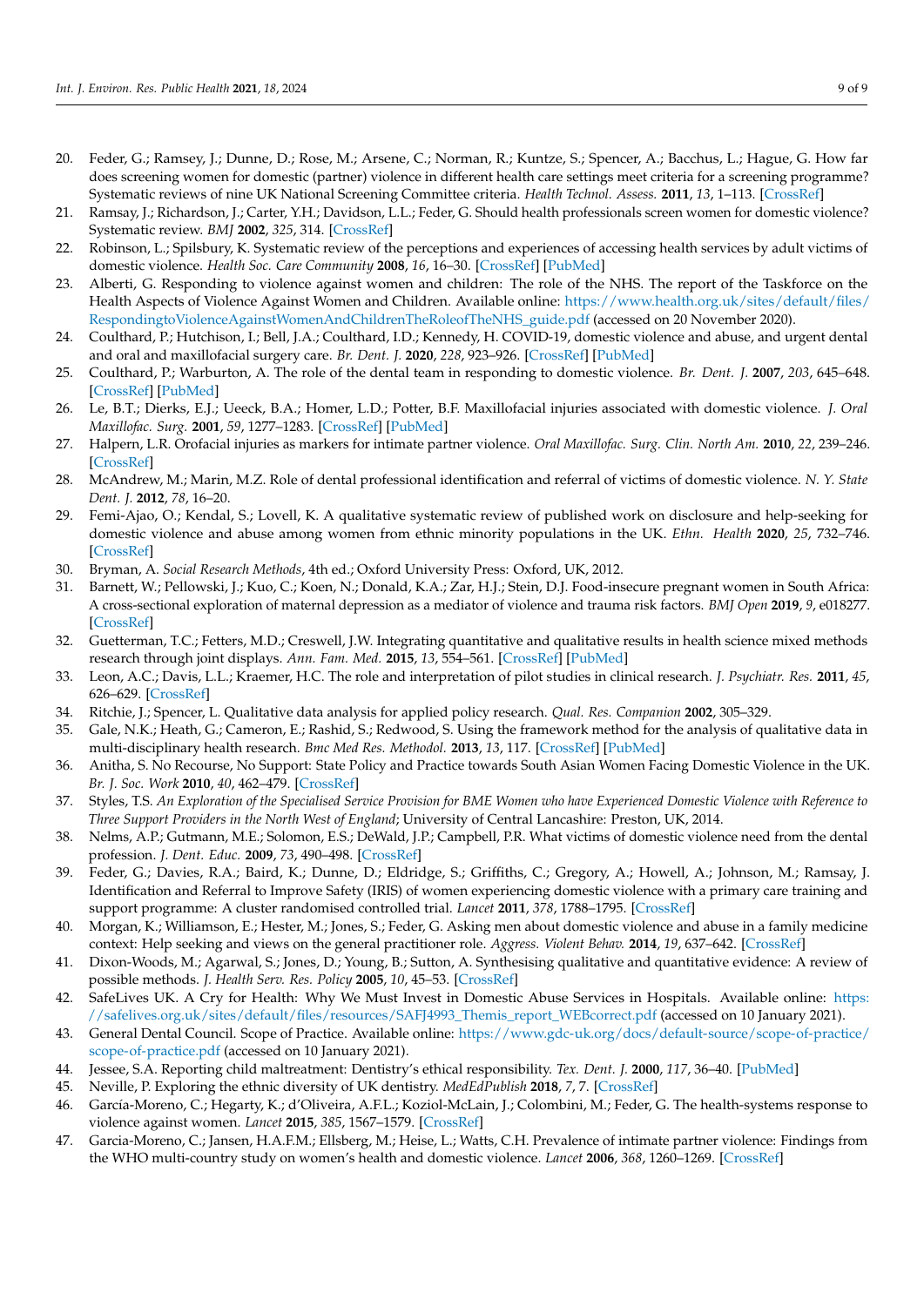20. Feder, G.; Ramsey, J.; Dunne, D.; Rose, M.; Arsene, C.; Norman, R.; Kuntze, S.; Spencer, A.; Bacchus, L.; Hague, G. How far does screening women for domestic (partner) violence in different health care settings meet criteria for a screening programme? Systematic reviews of nine UK National Screening Committee criteria. *Health Technol. Assess.* **2011**, *13*, 1–113. [CrossRef]
21. Ramsay, J.; Richardson, J.; Carter, Y.H.; Davidson, L.L.; Feder, G. Should health professionals screen women for domestic violence? Systematic review. *BMJ* **2002**, *325*, 314. [CrossRef]
22. Robinson, L.; Spilsbury, K. Systematic review of the perceptions and experiences of accessing health services by adult victims of domestic violence. *Health Soc. Care Community* **2008**, *16*, 16–30. [CrossRef] [PubMed]
23. Alberti, G. Responding to violence against women and children: The role of the NHS. The report of the Taskforce on the Health Aspects of Violence Against Women and Children. Available online: https://www.health.org.uk/sites/default/files/RespondingtoViolenceAgainstWomenAndChildrenTheRoleofTheNHS_guide.pdf (accessed on 20 November 2020).
24. Coulthard, P.; Hutchison, I.; Bell, J.A.; Coulthard, I.D.; Kennedy, H. COVID-19, domestic violence and abuse, and urgent dental and oral and maxillofacial surgery care. *Br. Dent. J.* **2020**, *228*, 923–926. [CrossRef] [PubMed]
25. Coulthard, P.; Warburton, A. The role of the dental team in responding to domestic violence. *Br. Dent. J.* **2007**, *203*, 645–648. [CrossRef] [PubMed]
26. Le, B.T.; Dierks, E.J.; Ueeck, B.A.; Homer, L.D.; Potter, B.F. Maxillofacial injuries associated with domestic violence. *J. Oral Maxillofac. Surg.* **2001**, *59*, 1277–1283. [CrossRef] [PubMed]
27. Halpern, L.R. Orofacial injuries as markers for intimate partner violence. *Oral Maxillofac. Surg. Clin. North Am.* **2010**, *22*, 239–246. [CrossRef]
28. McAndrew, M.; Marin, M.Z. Role of dental professional identification and referral of victims of domestic violence. *N. Y. State Dent. J.* **2012**, *78*, 16–20.
29. Femi-Ajao, O.; Kendal, S.; Lovell, K. A qualitative systematic review of published work on disclosure and help-seeking for domestic violence and abuse among women from ethnic minority populations in the UK. *Ethn. Health* **2020**, *25*, 732–746. [CrossRef]
30. Bryman, A. *Social Research Methods*, 4th ed.; Oxford University Press: Oxford, UK, 2012.
31. Barnett, W.; Pellowski, J.; Kuo, C.; Koen, N.; Donald, K.A.; Zar, H.J.; Stein, D.J. Food-insecure pregnant women in South Africa: A cross-sectional exploration of maternal depression as a mediator of violence and trauma risk factors. *BMJ Open* **2019**, *9*, e018277. [CrossRef]
32. Guetterman, T.C.; Fetters, M.D.; Creswell, J.W. Integrating quantitative and qualitative results in health science mixed methods research through joint displays. *Ann. Fam. Med.* **2015**, *13*, 554–561. [CrossRef] [PubMed]
33. Leon, A.C.; Davis, L.L.; Kraemer, H.C. The role and interpretation of pilot studies in clinical research. *J. Psychiatr. Res.* **2011**, *45*, 626–629. [CrossRef]
34. Ritchie, J.; Spencer, L. Qualitative data analysis for applied policy research. *Qual. Res. Companion* **2002**, 305–329.
35. Gale, N.K.; Heath, G.; Cameron, E.; Rashid, S.; Redwood, S. Using the framework method for the analysis of qualitative data in multi-disciplinary health research. *Bmc Med Res. Methodol.* **2013**, *13*, 117. [CrossRef] [PubMed]
36. Anitha, S. No Recourse, No Support: State Policy and Practice towards South Asian Women Facing Domestic Violence in the UK. *Br. J. Soc. Work* **2010**, *40*, 462–479. [CrossRef]
37. Styles, T.S. *An Exploration of the Specialised Service Provision for BME Women who have Experienced Domestic Violence with Reference to Three Support Providers in the North West of England*; University of Central Lancashire: Preston, UK, 2014.
38. Nelms, A.P.; Gutmann, M.E.; Solomon, E.S.; DeWald, J.P.; Campbell, P.R. What victims of domestic violence need from the dental profession. *J. Dent. Educ.* **2009**, *73*, 490–498. [CrossRef]
39. Feder, G.; Davies, R.A.; Baird, K.; Dunne, D.; Eldridge, S.; Griffiths, C.; Gregory, A.; Howell, A.; Johnson, M.; Ramsay, J. Identification and Referral to Improve Safety (IRIS) of women experiencing domestic violence with a primary care training and support programme: A cluster randomised controlled trial. *Lancet* **2011**, *378*, 1788–1795. [CrossRef]
40. Morgan, K.; Williamson, E.; Hester, M.; Jones, S.; Feder, G. Asking men about domestic violence and abuse in a family medicine context: Help seeking and views on the general practitioner role. *Aggress. Violent Behav.* **2014**, *19*, 637–642. [CrossRef]
41. Dixon-Woods, M.; Agarwal, S.; Jones, D.; Young, B.; Sutton, A. Synthesising qualitative and quantitative evidence: A review of possible methods. *J. Health Serv. Res. Policy* **2005**, *10*, 45–53. [CrossRef]
42. SafeLives UK. A Cry for Health: Why We Must Invest in Domestic Abuse Services in Hospitals. Available online: https://safelives.org.uk/sites/default/files/resources/SAFJ4993_Themis_report_WEBcorrect.pdf (accessed on 10 January 2021).
43. General Dental Council. Scope of Practice. Available online: https://www.gdc-uk.org/docs/default-source/scope-of-practice/scope-of-practice.pdf (accessed on 10 January 2021).
44. Jessee, S.A. Reporting child maltreatment: Dentistry's ethical responsibility. *Tex. Dent. J.* **2000**, *117*, 36–40. [PubMed]
45. Neville, P. Exploring the ethnic diversity of UK dentistry. *MedEdPublish* **2018**, *7*, 7. [CrossRef]
46. García-Moreno, C.; Hegarty, K.; d'Oliveira, A.F.L.; Koziol-McLain, J.; Colombini, M.; Feder, G. The health-systems response to violence against women. *Lancet* **2015**, *385*, 1567–1579. [CrossRef]
47. Garcia-Moreno, C.; Jansen, H.A.F.M.; Ellsberg, M.; Heise, L.; Watts, C.H. Prevalence of intimate partner violence: Findings from the WHO multi-country study on women's health and domestic violence. *Lancet* **2006**, *368*, 1260–1269. [CrossRef]